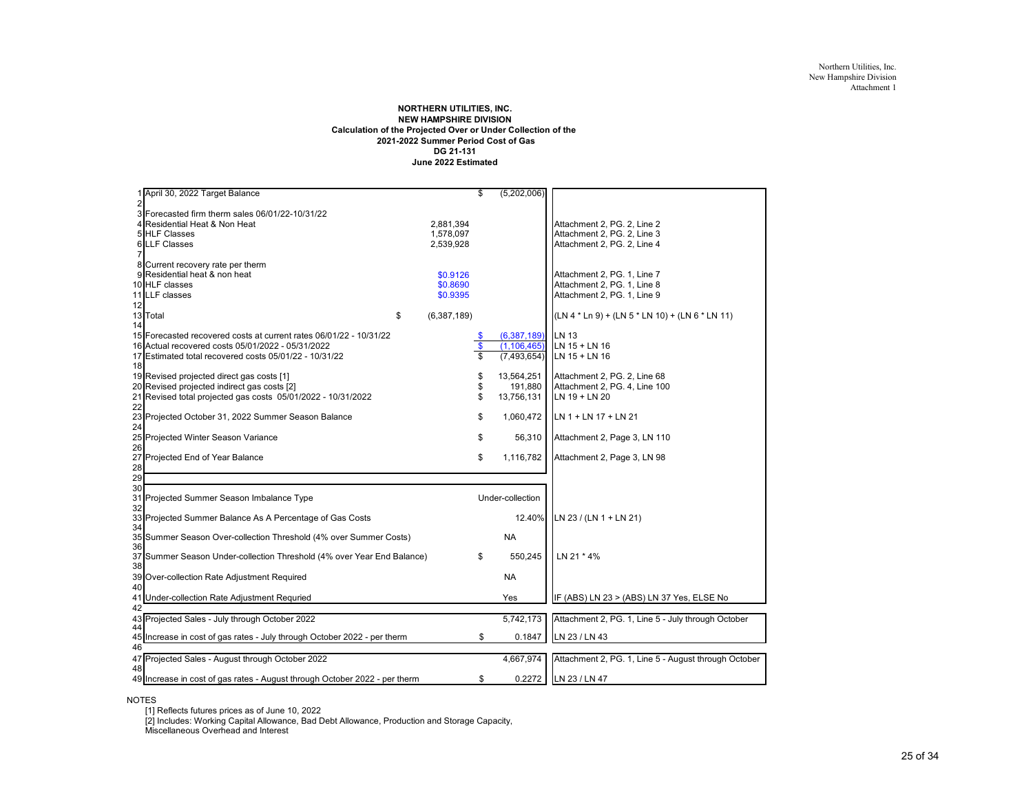Northern Utilities, Inc.
New Hampshire Division
Attachment 1

**NORTHERN UTILITIES, INC.**
**NEW HAMPSHIRE DIVISION**
**Calculation of the Projected Over or Under Collection of the**
**2021-2022 Summer Period Cost of Gas**
**DG 21-131**
**June 2022 Estimated**

| Line | Description | | Amount | Reference |
|---|---|---|---|---|
| 1 | April 30, 2022 Target Balance | | $ (5,202,006) | |
| 2 | | | | |
| 3 | Forecasted firm therm sales 06/01/22-10/31/22 | | | |
| 4 | Residential Heat & Non Heat | 2,881,394 | | Attachment 2, PG. 2, Line 2 |
| 5 | HLF Classes | 1,578,097 | | Attachment 2, PG. 2, Line 3 |
| 6 | LLF Classes | 2,539,928 | | Attachment 2, PG. 2, Line 4 |
| 7 | | | | |
| 8 | Current recovery rate per therm | | | |
| 9 | Residential heat & non heat | $0.9126 | | Attachment 2, PG. 1, Line 7 |
| 10 | HLF classes | $0.8690 | | Attachment 2, PG. 1, Line 8 |
| 11 | LLF classes | $0.9395 | | Attachment 2, PG. 1, Line 9 |
| 12 | | | | |
| 13 | Total | $ (6,387,189) | | (LN 4 * Ln 9) + (LN 5 * LN 10) + (LN 6 * LN 11) |
| 14 | | | | |
| 15 | Forecasted recovered costs at current rates 06/01/22 - 10/31/22 | | $ (6,387,189) | LN 13 |
| 16 | Actual recovered costs 05/01/2022 - 05/31/2022 | | $ (1,106,465) | LN 15 + LN 16 |
| 17 | Estimated total recovered costs 05/01/22 - 10/31/22 | | $ (7,493,654) | LN 15 + LN 16 |
| 18 | | | | |
| 19 | Revised projected direct gas costs [1] | | $ 13,564,251 | Attachment 2, PG. 2, Line 68 |
| 20 | Revised projected indirect gas costs [2] | | $ 191,880 | Attachment 2, PG. 4, Line 100 |
| 21 | Revised total projected gas costs 05/01/2022 - 10/31/2022 | | $ 13,756,131 | LN 19 + LN 20 |
| 22 | | | | |
| 23 | Projected October 31, 2022 Summer Season Balance | | $ 1,060,472 | LN 1 + LN 17 + LN 21 |
| 24 | | | | |
| 25 | Projected Winter Season Variance | | $ 56,310 | Attachment 2, Page 3, LN 110 |
| 26 | | | | |
| 27 | Projected End of Year Balance | | $ 1,116,782 | Attachment 2, Page 3, LN 98 |
| 28 | | | | |
| 29 | | | | |
| 30 | | | | |
| 31 | Projected Summer Season Imbalance Type | | Under-collection | |
| 32 | | | | |
| 33 | Projected Summer Balance As A Percentage of Gas Costs | | 12.40% | LN 23 / (LN 1 + LN 21) |
| 34 | | | | |
| 35 | Summer Season Over-collection Threshold (4% over Summer Costs) | | NA | |
| 36 | | | | |
| 37 | Summer Season Under-collection Threshold (4% over Year End Balance) | | $ 550,245 | LN 21 * 4% |
| 38 | | | | |
| 39 | Over-collection Rate Adjustment Required | | NA | |
| 40 | | | | |
| 41 | Under-collection Rate Adjustment Requried | | Yes | IF (ABS) LN 23 > (ABS) LN 37 Yes, ELSE No |
| 42 | | | | |
| 43 | Projected Sales - July through October 2022 | | 5,742,173 | Attachment 2, PG. 1, Line 5 - July through October |
| 44 | | | | |
| 45 | Increase in cost of gas rates - July through October 2022 - per therm | | $ 0.1847 | LN 23 / LN 43 |
| 46 | | | | |
| 47 | Projected Sales - August through October 2022 | | 4,667,974 | Attachment 2, PG. 1, Line 5 - August through October |
| 48 | | | | |
| 49 | Increase in cost of gas rates - August through October 2022 - per therm | | $ 0.2272 | LN 23 / LN 47 |

NOTES

[1] Reflects futures prices as of June 10, 2022

[2] Includes: Working Capital Allowance, Bad Debt Allowance, Production and Storage Capacity, Miscellaneous Overhead and Interest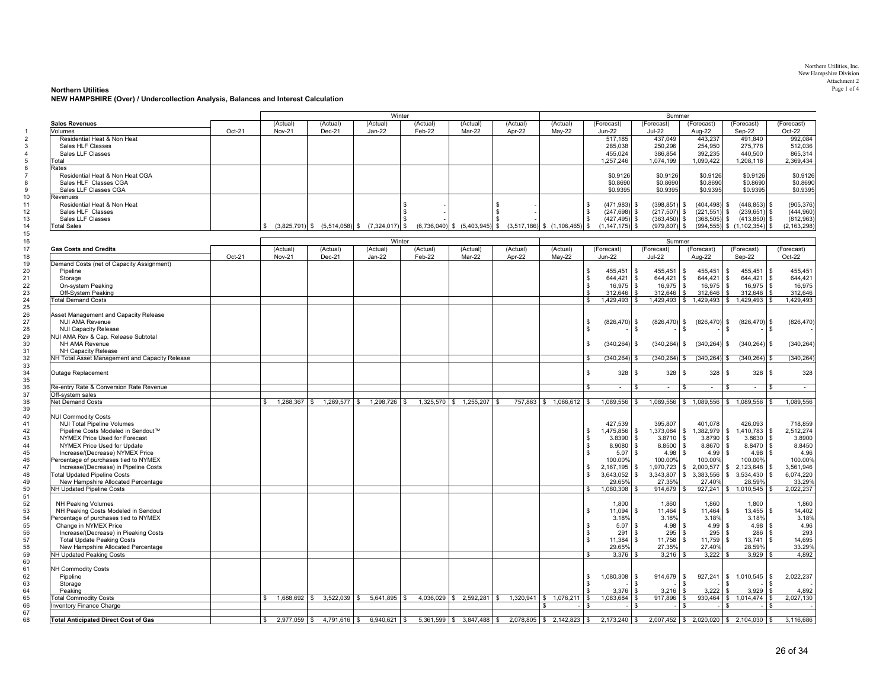Northern Utilities, Inc.
New Hampshire Division
Attachment 2
Page 1 of 4

**Northern Utilities**
**NEW HAMPSHIRE (Over) / Undercollection Analysis, Balances and Interest Calculation**

| # | | | Winter | | | | | | | Summer | | | | |
|---|---|---|---|---|---|---|---|---|---|---|---|---|---|---|
| | **Sales Revenues** | | (Actual) | (Actual) | (Actual) | (Actual) | (Actual) | (Actual) | (Actual) | (Forecast) | (Forecast) | (Forecast) | (Forecast) | (Forecast) |
| 1 | Volumes | Oct-21 | Nov-21 | Dec-21 | Jan-22 | Feb-22 | Mar-22 | Apr-22 | May-22 | Jun-22 | Jul-22 | Aug-22 | Sep-22 | Oct-22 |
| 2 | Residential Heat & Non Heat | | | | | | | | | 517,185 | 437,049 | 443,237 | 491,840 | 992,084 |
| 3 | Sales HLF Classes | | | | | | | | | 285,038 | 250,296 | 254,950 | 275,778 | 512,036 |
| 4 | Sales LLF Classes | | | | | | | | | 455,024 | 386,854 | 392,235 | 440,500 | 865,314 |
| 5 | Total | | | | | | | | | 1,257,246 | 1,074,199 | 1,090,422 | 1,208,118 | 2,369,434 |
| 6 | Rates | | | | | | | | | | | | | |
| 7 | Residential Heat & Non Heat CGA | | | | | | | | | $0.9126 | $0.9126 | $0.9126 | $0.9126 | $0.9126 |
| 8 | Sales HLF Classes CGA | | | | | | | | | $0.8690 | $0.8690 | $0.8690 | $0.8690 | $0.8690 |
| 9 | Sales LLF Classes CGA | | | | | | | | | $0.9395 | $0.9395 | $0.9395 | $0.9395 | $0.9395 |
| 10 | Revenues | | | | | | | | | | | | | |
| 11 | Residential Heat & Non Heat | | | | | $ - | | $ - | | $ (471,983) | $ (398,851) | $ (404,498) | $ (448,853) | $ (905,376) |
| 12 | Sales HLF Classes | | | | | $ - | | $ - | | $ (247,698) | $ (217,507) | $ (221,551) | $ (239,651) | $ (444,960) |
| 13 | Sales LLF Classes | | | | | $ - | | $ - | | $ (427,495) | $ (363,450) | $ (368,505) | $ (413,850) | $ (812,963) |
| 14 | Total Sales | | $ (3,825,791) | $ (5,514,058) | $ (7,324,017) | $ (6,736,040) | $ (5,403,945) | $ (3,517,186) | $ (1,106,465) | $ (1,147,175) | $ (979,807) | $ (994,555) | $ (1,102,354) | $ (2,163,298) |

| # | | | Winter | | | | | | | Summer | | | | |
|---|---|---|---|---|---|---|---|---|---|---|---|---|---|---|
| 17 | **Gas Costs and Credits** | | (Actual) | (Actual) | (Actual) | (Actual) | (Actual) | (Actual) | (Actual) | (Forecast) | (Forecast) | (Forecast) | (Forecast) | (Forecast) |
| 18 | | Oct-21 | Nov-21 | Dec-21 | Jan-22 | Feb-22 | Mar-22 | Apr-22 | May-22 | Jun-22 | Jul-22 | Aug-22 | Sep-22 | Oct-22 |
| 19 | Demand Costs (net of Capacity Assignment) | | | | | | | | | | | | | |
| 20 | Pipeline | | | | | | | | | $ 455,451 | $ 455,451 | $ 455,451 | $ 455,451 | $ 455,451 |
| 21 | Storage | | | | | | | | | $ 644,421 | $ 644,421 | $ 644,421 | $ 644,421 | $ 644,421 |
| 22 | On-system Peaking | | | | | | | | | $ 16,975 | $ 16,975 | $ 16,975 | $ 16,975 | $ 16,975 |
| 23 | Off-System Peaking | | | | | | | | | $ 312,646 | $ 312,646 | $ 312,646 | $ 312,646 | $ 312,646 |
| 24 | Total Demand Costs | | | | | | | | | $ 1,429,493 | $ 1,429,493 | $ 1,429,493 | $ 1,429,493 | $ 1,429,493 |
| 25 | | | | | | | | | | | | | | |
| 26 | Asset Management and Capacity Release | | | | | | | | | | | | | |
| 27 | NUI AMA Revenue | | | | | | | | | $ (826,470) | $ (826,470) | $ (826,470) | $ (826,470) | $ (826,470) |
| 28 | NUI Capacity Release | | | | | | | | | $ - | $ - | $ - | $ - | $ - |
| 29 | NUI AMA Rev & Cap. Release Subtotal | | | | | | | | | | | | | |
| 30 | NH AMA Revenue | | | | | | | | | $ (340,264) | $ (340,264) | $ (340,264) | $ (340,264) | $ (340,264) |
| 31 | NH Capacity Release | | | | | | | | | | | | | |
| 32 | NH Total Asset Management and Capacity Release | | | | | | | | | $ (340,264) | $ (340,264) | $ (340,264) | $ (340,264) | $ (340,264) |
| 33 | | | | | | | | | | | | | | |
| 34 | Outage Replacement | | | | | | | | | $ 328 | $ 328 | $ 328 | $ 328 | $ 328 |
| 35 | | | | | | | | | | | | | | |
| 36 | Re-entry Rate & Conversion Rate Revenue | | | | | | | | | $ - | $ - | $ - | $ - | $ - |
| 37 | Off-system sales | | | | | | | | | | | | | |
| 38 | Net Demand Costs | | $ 1,288,367 | $ 1,269,577 | $ 1,298,726 | $ 1,325,570 | $ 1,255,207 | $ 757,863 | $ 1,066,612 | $ 1,089,556 | $ 1,089,556 | $ 1,089,556 | $ 1,089,556 | $ 1,089,556 |
| 39 | | | | | | | | | | | | | | |
| 40 | NUI Commodity Costs | | | | | | | | | | | | | |
| 41 | NUI Total Pipeline Volumes | | | | | | | | | 427,539 | 395,807 | 401,078 | 426,093 | 718,859 |
| 42 | Pipeline Costs Modeled in Sendout™ | | | | | | | | | $ 1,475,856 | $ 1,373,084 | $ 1,382,979 | $ 1,410,783 | $ 2,512,274 |
| 43 | NYMEX Price Used for Forecast | | | | | | | | | $ 3.8390 | $ 3.8710 | $ 3.8790 | $ 3.8630 | $ 3.8900 |
| 44 | NYMEX Price Used for Update | | | | | | | | | $ 8.9080 | $ 8.8500 | $ 8.8670 | $ 8.8470 | $ 8.8450 |
| 45 | Increase/(Decrease) NYMEX Price | | | | | | | | | $ 5.07 | $ 4.98 | $ 4.99 | $ 4.98 | $ 4.96 |
| 46 | Percentage of purchases tied to NYMEX | | | | | | | | | 100.00% | 100.00% | 100.00% | 100.00% | 100.00% |
| 47 | Increase/(Decrease) in Pipeline Costs | | | | | | | | | $ 2,167,195 | $ 1,970,723 | $ 2,000,577 | $ 2,123,648 | $ 3,561,946 |
| 48 | Total Updated Pipeline Costs | | | | | | | | | $ 3,643,052 | $ 3,343,807 | $ 3,383,556 | $ 3,534,430 | $ 6,074,220 |
| 49 | New Hampshire Allocated Percentage | | | | | | | | | 29.65% | 27.35% | 27.40% | 28.59% | 33.29% |
| 50 | NH Updated Pipeline Costs | | | | | | | | | $ 1,080,308 | $ 914,679 | $ 927,241 | $ 1,010,545 | $ 2,022,237 |
| 51 | | | | | | | | | | | | | | |
| 52 | NH Peaking Volumes | | | | | | | | | 1,800 | 1,860 | 1,860 | 1,800 | 1,860 |
| 53 | NH Peaking Costs Modeled in Sendout | | | | | | | | | $ 11,094 | $ 11,464 | $ 11,464 | $ 13,455 | $ 14,402 |
| 54 | Percentage of purchases tied to NYMEX | | | | | | | | | 3.18% | 3.18% | 3.18% | 3.18% | 3.18% |
| 55 | Change in NYMEX Price | | | | | | | | | $ 5.07 | $ 4.98 | $ 4.99 | $ 4.98 | $ 4.96 |
| 56 | Increase/(Decrease) in Pieaking Costs | | | | | | | | | $ 291 | $ 295 | $ 295 | $ 286 | $ 293 |
| 57 | Total Update Peaking Costs | | | | | | | | | $ 11,384 | $ 11,758 | $ 11,759 | $ 13,741 | $ 14,695 |
| 58 | New Hampshire Allocated Percentage | | | | | | | | | 29.65% | 27.35% | 27.40% | 28.59% | 33.29% |
| 59 | NH Updated Peaking Costs | | | | | | | | | $ 3,376 | $ 3,216 | $ 3,222 | $ 3,929 | $ 4,892 |
| 60 | | | | | | | | | | | | | | |
| 61 | NH Commodity Costs | | | | | | | | | | | | | |
| 62 | Pipeline | | | | | | | | | $ 1,080,308 | $ 914,679 | $ 927,241 | $ 1,010,545 | $ 2,022,237 |
| 63 | Storage | | | | | | | | | $ - | $ - | $ - | $ - | $ - |
| 64 | Peaking | | | | | | | | | $ 3,376 | $ 3,216 | $ 3,222 | $ 3,929 | $ 4,892 |
| 65 | Total Commodity Costs | | $ 1,688,692 | $ 3,522,039 | $ 5,641,895 | $ 4,036,029 | $ 2,592,281 | $ 1,320,941 | $ 1,076,211 | $ 1,083,684 | $ 917,896 | $ 930,464 | $ 1,014,474 | $ 2,027,130 |
| 66 | Inventory Finance Charge | | | | | | | | $ - | $ - | $ - | $ - | $ - | $ - |
| 67 | | | | | | | | | | | | | | |
| 68 | **Total Anticipated Direct Cost of Gas** | | $ 2,977,059 | $ 4,791,616 | $ 6,940,621 | $ 5,361,599 | $ 3,847,488 | $ 2,078,805 | $ 2,142,823 | $ 2,173,240 | $ 2,007,452 | $ 2,020,020 | $ 2,104,030 | $ 3,116,686 |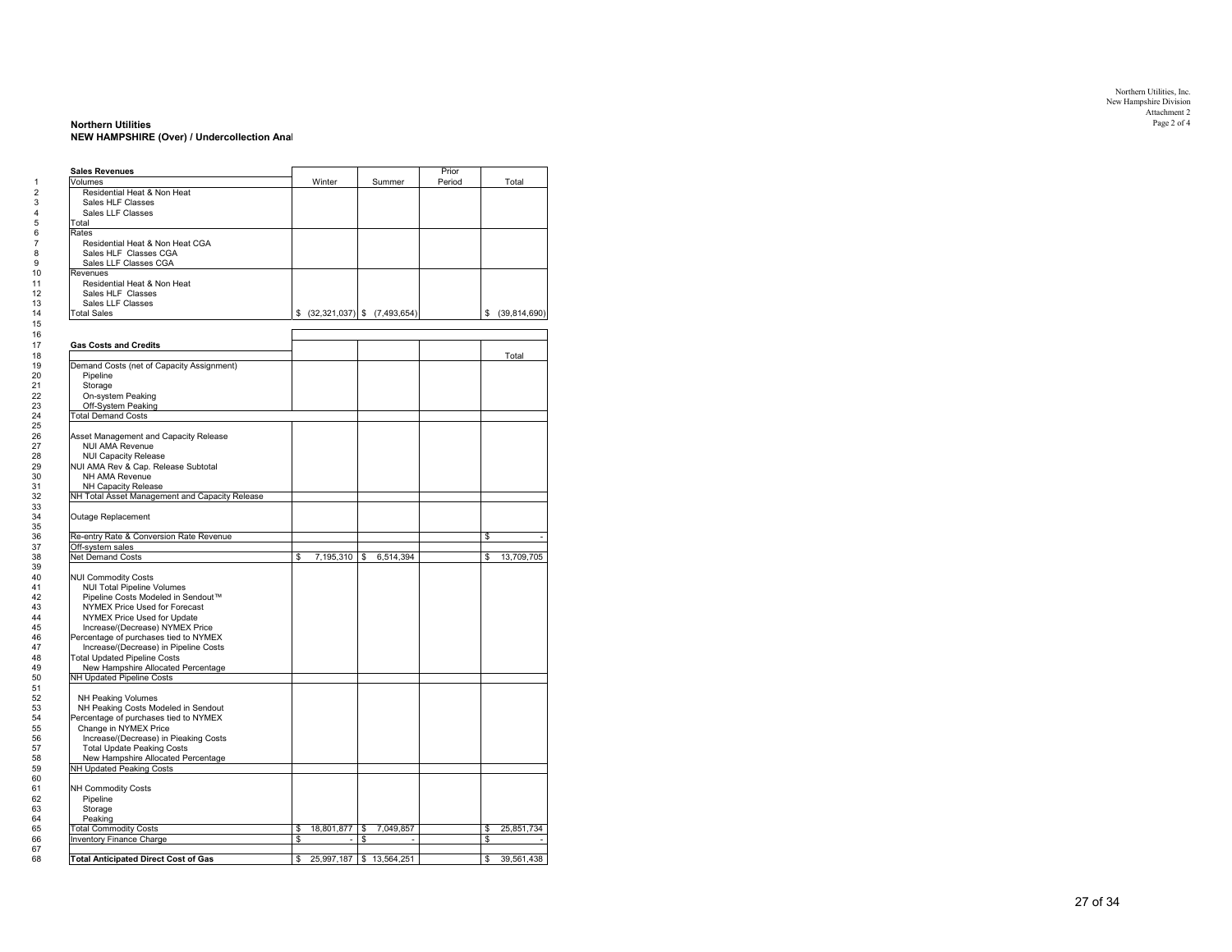Northern Utilities, Inc.
New Hampshire Division
Attachment 2
Page 2 of 4

**Northern Utilities**
**NEW HAMPSHIRE (Over) / Undercollection Anal**

| | | Winter | Summer | Prior Period | Total |
|---|---|---|---|---|---|
| | **Sales Revenues** | | | | |
| 1 | Volumes | | | | |
| 2 | Residential Heat & Non Heat | | | | |
| 3 | Sales HLF Classes | | | | |
| 4 | Sales LLF Classes | | | | |
| 5 | Total | | | | |
| 6 | Rates | | | | |
| 7 | Residential Heat & Non Heat CGA | | | | |
| 8 | Sales HLF Classes CGA | | | | |
| 9 | Sales LLF Classes CGA | | | | |
| 10 | Revenues | | | | |
| 11 | Residential Heat & Non Heat | | | | |
| 12 | Sales HLF Classes | | | | |
| 13 | Sales LLF Classes | | | | |
| 14 | Total Sales | $ (32,321,037) | $ (7,493,654) | | $ (39,814,690) |
| 15 | | | | | |
| 16 | | | | | |
| 17 | **Gas Costs and Credits** | | | | |
| 18 | | | | | Total |
| 19 | Demand Costs (net of Capacity Assignment) | | | | |
| 20 | Pipeline | | | | |
| 21 | Storage | | | | |
| 22 | On-system Peaking | | | | |
| 23 | Off-System Peaking | | | | |
| 24 | Total Demand Costs | | | | |
| 25 | | | | | |
| 26 | Asset Management and Capacity Release | | | | |
| 27 | NUI AMA Revenue | | | | |
| 28 | NUI Capacity Release | | | | |
| 29 | NUI AMA Rev & Cap. Release Subtotal | | | | |
| 30 | NH AMA Revenue | | | | |
| 31 | NH Capacity Release | | | | |
| 32 | NH Total Asset Management and Capacity Release | | | | |
| 33 | | | | | |
| 34 | Outage Replacement | | | | |
| 35 | | | | | |
| 36 | Re-entry Rate & Conversion Rate Revenue | | | | $ - |
| 37 | Off-system sales | | | | |
| 38 | Net Demand Costs | $ 7,195,310 | $ 6,514,394 | | $ 13,709,705 |
| 39 | | | | | |
| 40 | NUI Commodity Costs | | | | |
| 41 | NUI Total Pipeline Volumes | | | | |
| 42 | Pipeline Costs Modeled in Sendout™ | | | | |
| 43 | NYMEX Price Used for Forecast | | | | |
| 44 | NYMEX Price Used for Update | | | | |
| 45 | Increase/(Decrease) NYMEX Price | | | | |
| 46 | Percentage of purchases tied to NYMEX | | | | |
| 47 | Increase/(Decrease) in Pipeline Costs | | | | |
| 48 | Total Updated Pipeline Costs | | | | |
| 49 | New Hampshire Allocated Percentage | | | | |
| 50 | NH Updated Pipeline Costs | | | | |
| 51 | | | | | |
| 52 | NH Peaking Volumes | | | | |
| 53 | NH Peaking Costs Modeled in Sendout | | | | |
| 54 | Percentage of purchases tied to NYMEX | | | | |
| 55 | Change in NYMEX Price | | | | |
| 56 | Increase/(Decrease) in Pieaking Costs | | | | |
| 57 | Total Update Peaking Costs | | | | |
| 58 | New Hampshire Allocated Percentage | | | | |
| 59 | NH Updated Peaking Costs | | | | |
| 60 | | | | | |
| 61 | NH Commodity Costs | | | | |
| 62 | Pipeline | | | | |
| 63 | Storage | | | | |
| 64 | Peaking | | | | |
| 65 | Total Commodity Costs | $ 18,801,877 | $ 7,049,857 | | $ 25,851,734 |
| 66 | Inventory Finance Charge | $ - | $ - | | $ - |
| 67 | | | | | |
| 68 | **Total Anticipated Direct Cost of Gas** | $ 25,997,187 | $ 13,564,251 | | $ 39,561,438 |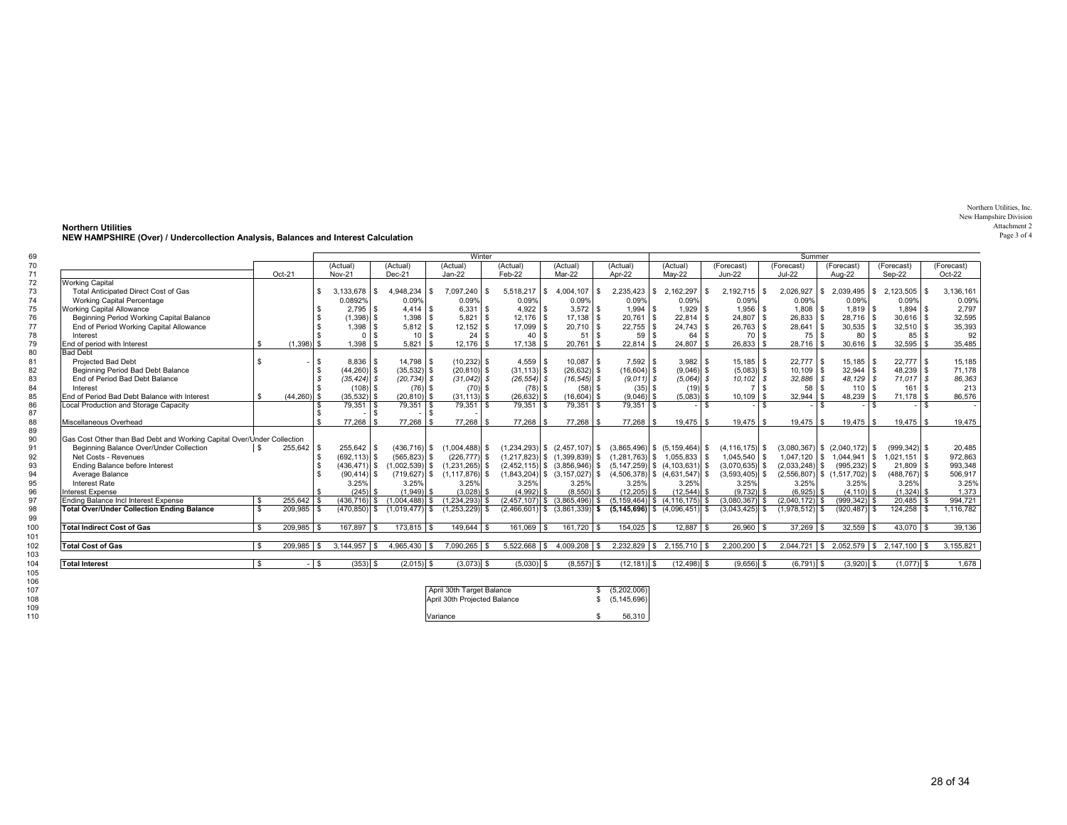Northern Utilities, Inc.
New Hampshire Division
Attachment 2
Page 3 of 4

**Northern Utilities**
**NEW HAMPSHIRE (Over) / Undercollection Analysis, Balances and Interest Calculation**

| | | Oct-21 | Winter | | | | | | Summer | | | | | |
|---|---|---|---|---|---|---|---|---|---|---|---|---|---|---|
| | | | (Actual) Nov-21 | (Actual) Dec-21 | (Actual) Jan-22 | (Actual) Feb-22 | (Actual) Mar-22 | (Actual) Apr-22 | (Actual) May-22 | (Forecast) Jun-22 | (Forecast) Jul-22 | (Forecast) Aug-22 | (Forecast) Sep-22 | (Forecast) Oct-22 |
| 72 | Working Capital | | | | | | | | | | | | | |
| 73 | Total Anticipated Direct Cost of Gas | | $ 3,133,678 | $ 4,948,234 | $ 7,097,240 | $ 5,518,217 | $ 4,004,107 | $ 2,235,423 | $ 2,162,297 | $ 2,192,715 | $ 2,026,927 | $ 2,039,495 | $ 2,123,505 | $ 3,136,161 |
| 74 | Working Capital Percentage | | 0.0892% | 0.09% | 0.09% | 0.09% | 0.09% | 0.09% | 0.09% | 0.09% | 0.09% | 0.09% | 0.09% | 0.09% |
| 75 | Working Capital Allowance | | $ 2,795 | $ 4,414 | $ 6,331 | $ 4,922 | $ 3,572 | $ 1,994 | $ 1,929 | $ 1,956 | $ 1,808 | $ 1,819 | $ 1,894 | $ 2,797 |
| 76 | Beginning Period Working Capital Balance | | $ (1,398) | $ 1,398 | $ 5,821 | $ 12,176 | $ 17,138 | $ 20,761 | $ 22,814 | $ 24,807 | $ 26,833 | $ 28,716 | $ 30,616 | $ 32,595 |
| 77 | End of Period Working Capital Allowance | | $ 1,398 | $ 5,812 | $ 12,152 | $ 17,099 | $ 20,710 | $ 22,755 | $ 24,743 | $ 26,763 | $ 28,641 | $ 30,535 | $ 32,510 | $ 35,393 |
| 78 | Interest | | $ 0 | $ 10 | $ 24 | $ 40 | $ 51 | $ 59 | $ 64 | $ 70 | $ 75 | $ 80 | $ 85 | $ 92 |
| 79 | End of period with Interest | $ (1,398) | $ 1,398 | $ 5,821 | $ 12,176 | $ 17,138 | $ 20,761 | $ 22,814 | $ 24,807 | $ 26,833 | $ 28,716 | $ 30,616 | $ 32,595 | $ 35,485 |
| 80 | Bad Debt | | | | | | | | | | | | | |
| 81 | Projected Bad Debt | $ - | $ 8,836 | $ 14,798 | $ (10,232) | $ 4,559 | $ 10,087 | $ 7,592 | $ 3,982 | $ 15,185 | $ 22,777 | $ 15,185 | $ 22,777 | $ 15,185 |
| 82 | Beginning Period Bad Debt Balance | | $ (44,260) | $ (35,532) | $ (20,810) | $ (31,113) | $ (26,632) | $ (16,604) | $ (9,046) | $ (5,083) | $ 10,109 | $ 32,944 | $ 48,239 | $ 71,178 |
| 83 | End of Period Bad Debt Balance | | *$ (35,424)* | *$ (20,734)* | *$ (31,042)* | *$ (26,554)* | *$ (16,545)* | *$ (9,011)* | *$ (5,064)* | *$ 10,102* | *$ 32,886* | *$ 48,129* | *$ 71,017* | *$ 86,363* |
| 84 | Interest | | $ (108) | $ (76) | $ (70) | $ (78) | $ (58) | $ (35) | $ (19) | $ 7 | $ 58 | $ 110 | $ 161 | $ 213 |
| 85 | End of Period Bad Debt Balance with Interest | $ (44,260) | $ (35,532) | $ (20,810) | $ (31,113) | $ (26,632) | $ (16,604) | $ (9,046) | $ (5,083) | $ 10,109 | $ 32,944 | $ 48,239 | $ 71,178 | $ 86,576 |
| 86 | Local Production and Storage Capacity | | $ 79,351 | $ 79,351 | $ 79,351 | $ 79,351 | $ 79,351 | $ 79,351 | $ - | $ - | $ - | $ - | $ - | $ - |
| 87 | | | $ - | $ - | $ - | | | | | | | | | |
| 88 | Miscellaneous Overhead | | $ 77,268 | $ 77,268 | $ 77,268 | $ 77,268 | $ 77,268 | $ 77,268 | $ 19,475 | $ 19,475 | $ 19,475 | $ 19,475 | $ 19,475 | $ 19,475 |
| 89 | | | | | | | | | | | | | | |
| 90 | Gas Cost Other than Bad Debt and Working Capital Over/Under Collection | | | | | | | | | | | | | |
| 91 | Beginning Balance Over/Under Collection | $ 255,642 | $ 255,642 | $ (436,716) | $ (1,004,488) | $ (1,234,293) | $ (2,457,107) | $ (3,865,496) | $ (5,159,464) | $ (4,116,175) | $ (3,080,367) | $ (2,040,172) | $ (999,342) | $ 20,485 |
| 92 | Net Costs - Revenues | | $ (692,113) | $ (565,823) | $ (226,777) | $ (1,217,823) | $ (1,399,839) | $ (1,281,763) | $ 1,055,833 | $ 1,045,540 | $ 1,047,120 | $ 1,044,941 | $ 1,021,151 | $ 972,863 |
| 93 | Ending Balance before Interest | | $ (436,471) | $ (1,002,539) | $ (1,231,265) | $ (2,452,115) | $ (3,856,946) | $ (5,147,259) | $ (4,103,631) | $ (3,070,635) | $ (2,033,248) | $ (995,232) | $ 21,809 | $ 993,348 |
| 94 | Average Balance | | $ (90,414) | $ (719,627) | $ (1,117,876) | $ (1,843,204) | $ (3,157,027) | $ (4,506,378) | $ (4,631,547) | $ (3,593,405) | $ (2,556,807) | $ (1,517,702) | $ (488,767) | $ 506,917 |
| 95 | Interest Rate | | 3.25% | 3.25% | 3.25% | 3.25% | 3.25% | 3.25% | 3.25% | 3.25% | 3.25% | 3.25% | 3.25% | 3.25% |
| 96 | Interest Expense | | $ (245) | $ (1,949) | $ (3,028) | $ (4,992) | $ (8,550) | $ (12,205) | $ (12,544) | $ (9,732) | $ (6,925) | $ (4,110) | $ (1,324) | $ 1,373 |
| 97 | Ending Balance Incl Interest Expense | $ 255,642 | $ (436,716) | $ (1,004,488) | $ (1,234,293) | $ (2,457,107) | $ (3,865,496) | $ (5,159,464) | $ (4,116,175) | $ (3,080,367) | $ (2,040,172) | $ (999,342) | $ 20,485 | $ 994,721 |
| 98 | **Total Over/Under Collection Ending Balance** | $ 209,985 | $ (470,850) | $ (1,019,477) | $ (1,253,229) | $ (2,466,601) | $ (3,861,339) | **$ (5,145,696)** | $ (4,096,451) | $ (3,043,425) | $ (1,978,512) | $ (920,487) | $ 124,258 | $ 1,116,782 |
| 99 | | | | | | | | | | | | | | |
| 100 | **Total Indirect Cost of Gas** | $ 209,985 | $ 167,897 | $ 173,815 | $ 149,644 | $ 161,069 | $ 161,720 | $ 154,025 | $ 12,887 | $ 26,960 | $ 37,269 | $ 32,559 | $ 43,070 | $ 39,136 |
| 101 | | | | | | | | | | | | | | |
| 102 | **Total Cost of Gas** | $ 209,985 | $ 3,144,957 | $ 4,965,430 | $ 7,090,265 | $ 5,522,668 | $ 4,009,208 | $ 2,232,829 | $ 2,155,710 | $ 2,200,200 | $ 2,044,721 | $ 2,052,579 | $ 2,147,100 | $ 3,155,821 |
| 103 | | | | | | | | | | | | | | |
| 104 | **Total Interest** | $ - | $ (353) | $ (2,015) | $ (3,073) | $ (5,030) | $ (8,557) | $ (12,181) | $ (12,498) | $ (9,656) | $ (6,791) | $ (3,920) | $ (1,077) | $ 1,678 |

| | |
|---|---|
| April 30th Target Balance | $ (5,202,006) |
| April 30th Projected Balance | $ (5,145,696) |
| Variance | $ 56,310 |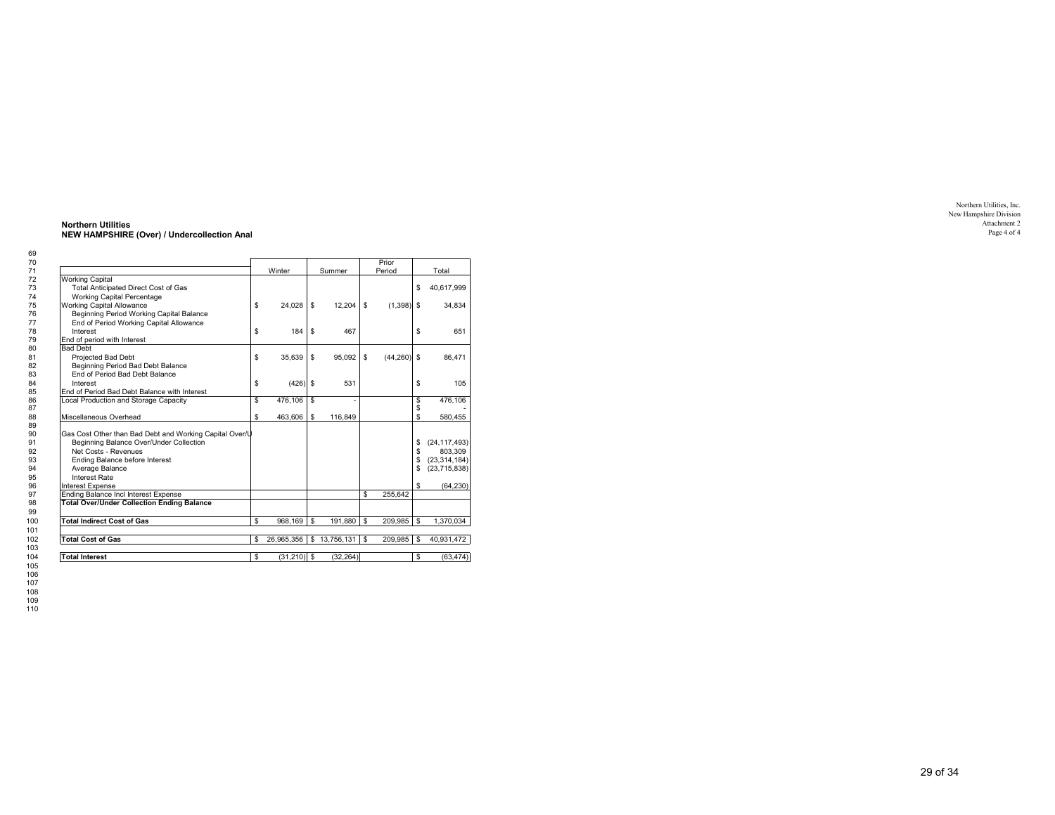Northern Utilities, Inc.
New Hampshire Division
Attachment 2
Page 4 of 4

**Northern Utilities**
**NEW HAMPSHIRE (Over) / Undercollection Anal**

| Line | | Winter | Summer | Prior Period | Total |
|---|---|---|---|---|---|
| 69 | | | | | |
| 70 | | | | | |
| 71 | | | | | |
| 72 | Working Capital | | | | |
| 73 | Total Anticipated Direct Cost of Gas | | | | $ 40,617,999 |
| 74 | Working Capital Percentage | | | | |
| 75 | Working Capital Allowance | $ 24,028 | $ 12,204 | $ (1,398) | $ 34,834 |
| 76 | Beginning Period Working Capital Balance | | | | |
| 77 | End of Period Working Capital Allowance | | | | |
| 78 | Interest | $ 184 | $ 467 | | $ 651 |
| 79 | End of period with Interest | | | | |
| 80 | Bad Debt | | | | |
| 81 | Projected Bad Debt | $ 35,639 | $ 95,092 | $ (44,260) | $ 86,471 |
| 82 | Beginning Period Bad Debt Balance | | | | |
| 83 | End of Period Bad Debt Balance | | | | |
| 84 | Interest | $ (426) | $ 531 | | $ 105 |
| 85 | End of Period Bad Debt Balance with Interest | | | | |
| 86 | Local Production and Storage Capacity | $ 476,106 | $ - | | $ 476,106 |
| 87 | | | | | $ - |
| 88 | Miscellaneous Overhead | $ 463,606 | $ 116,849 | | $ 580,455 |
| 89 | | | | | |
| 90 | Gas Cost Other than Bad Debt and Working Capital Over/U | | | | |
| 91 | Beginning Balance Over/Under Collection | | | | $ (24,117,493) |
| 92 | Net Costs - Revenues | | | | $ 803,309 |
| 93 | Ending Balance before Interest | | | | $ (23,314,184) |
| 94 | Average Balance | | | | $ (23,715,838) |
| 95 | Interest Rate | | | | |
| 96 | Interest Expense | | | | $ (64,230) |
| 97 | Ending Balance Incl Interest Expense | | | $ 255,642 | |
| 98 | **Total Over/Under Collection Ending Balance** | | | | |
| 99 | | | | | |
| 100 | **Total Indirect Cost of Gas** | $ 968,169 | $ 191,880 | $ 209,985 | $ 1,370,034 |
| 101 | | | | | |
| 102 | **Total Cost of Gas** | $ 26,965,356 | $ 13,756,131 | $ 209,985 | $ 40,931,472 |
| 103 | | | | | |
| 104 | **Total Interest** | $ (31,210) | $ (32,264) | | $ (63,474) |
| 105 | | | | | |
| 106 | | | | | |
| 107 | | | | | |
| 108 | | | | | |
| 109 | | | | | |
| 110 | | | | | |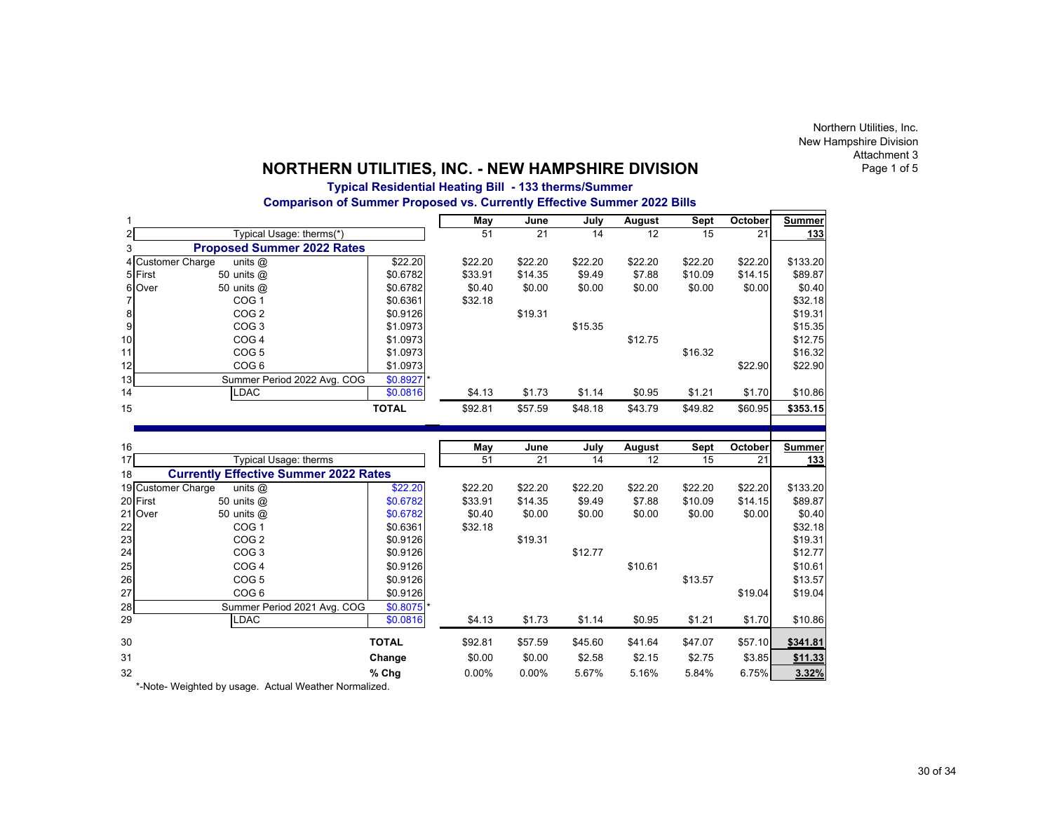Northern Utilities, Inc.
New Hampshire Division
Attachment 3
Page 1 of 5

# NORTHERN UTILITIES, INC. - NEW HAMPSHIRE DIVISION

### Typical Residential Heating Bill - 133 therms/Summer

### Comparison of Summer Proposed vs. Currently Effective Summer 2022 Bills

| Line | Description | | Rate | May | June | July | August | Sept | October | Summer |
|---|---|---|---|---|---|---|---|---|---|---|
| 1 | | | | May | June | July | August | Sept | October | Summer |
| 2 | Typical Usage: therms(*) | | | 51 | 21 | 14 | 12 | 15 | 21 | 133 |
| 3 | **Proposed Summer 2022 Rates** | | | | | | | | | |
| 4 | Customer Charge | units @ | $22.20 | $22.20 | $22.20 | $22.20 | $22.20 | $22.20 | $22.20 | $133.20 |
| 5 | First | 50 units @ | $0.6782 | $33.91 | $14.35 | $9.49 | $7.88 | $10.09 | $14.15 | $89.87 |
| 6 | Over | 50 units @ | $0.6782 | $0.40 | $0.00 | $0.00 | $0.00 | $0.00 | $0.00 | $0.40 |
| 7 | | COG 1 | $0.6361 | $32.18 | | | | | | $32.18 |
| 8 | | COG 2 | $0.9126 | | $19.31 | | | | | $19.31 |
| 9 | | COG 3 | $1.0973 | | | $15.35 | | | | $15.35 |
| 10 | | COG 4 | $1.0973 | | | | $12.75 | | | $12.75 |
| 11 | | COG 5 | $1.0973 | | | | | $16.32 | | $16.32 |
| 12 | | COG 6 | $1.0973 | | | | | | $22.90 | $22.90 |
| 13 | | Summer Period 2022 Avg. COG | $0.8927 * | | | | | | | |
| 14 | | LDAC | $0.0816 | $4.13 | $1.73 | $1.14 | $0.95 | $1.21 | $1.70 | $10.86 |
| 15 | | **TOTAL** | | $92.81 | $57.59 | $48.18 | $43.79 | $49.82 | $60.95 | **$353.15** |
| 16 | | | | May | June | July | August | Sept | October | Summer |
| 17 | Typical Usage: therms | | | 51 | 21 | 14 | 12 | 15 | 21 | 133 |
| 18 | **Currently Effective Summer 2022 Rates** | | | | | | | | | |
| 19 | Customer Charge | units @ | $22.20 | $22.20 | $22.20 | $22.20 | $22.20 | $22.20 | $22.20 | $133.20 |
| 20 | First | 50 units @ | $0.6782 | $33.91 | $14.35 | $9.49 | $7.88 | $10.09 | $14.15 | $89.87 |
| 21 | Over | 50 units @ | $0.6782 | $0.40 | $0.00 | $0.00 | $0.00 | $0.00 | $0.00 | $0.40 |
| 22 | | COG 1 | $0.6361 | $32.18 | | | | | | $32.18 |
| 23 | | COG 2 | $0.9126 | | $19.31 | | | | | $19.31 |
| 24 | | COG 3 | $0.9126 | | | $12.77 | | | | $12.77 |
| 25 | | COG 4 | $0.9126 | | | | $10.61 | | | $10.61 |
| 26 | | COG 5 | $0.9126 | | | | | $13.57 | | $13.57 |
| 27 | | COG 6 | $0.9126 | | | | | | $19.04 | $19.04 |
| 28 | | Summer Period 2021 Avg. COG | $0.8075 * | | | | | | | |
| 29 | | LDAC | $0.0816 | $4.13 | $1.73 | $1.14 | $0.95 | $1.21 | $1.70 | $10.86 |
| 30 | | **TOTAL** | | $92.81 | $57.59 | $45.60 | $41.64 | $47.07 | $57.10 | **$341.81** |
| 31 | | **Change** | | $0.00 | $0.00 | $2.58 | $2.15 | $2.75 | $3.85 | **$11.33** |
| 32 | | **% Chg** | | 0.00% | 0.00% | 5.67% | 5.16% | 5.84% | 6.75% | **3.32%** |

*-Note- Weighted by usage. Actual Weather Normalized.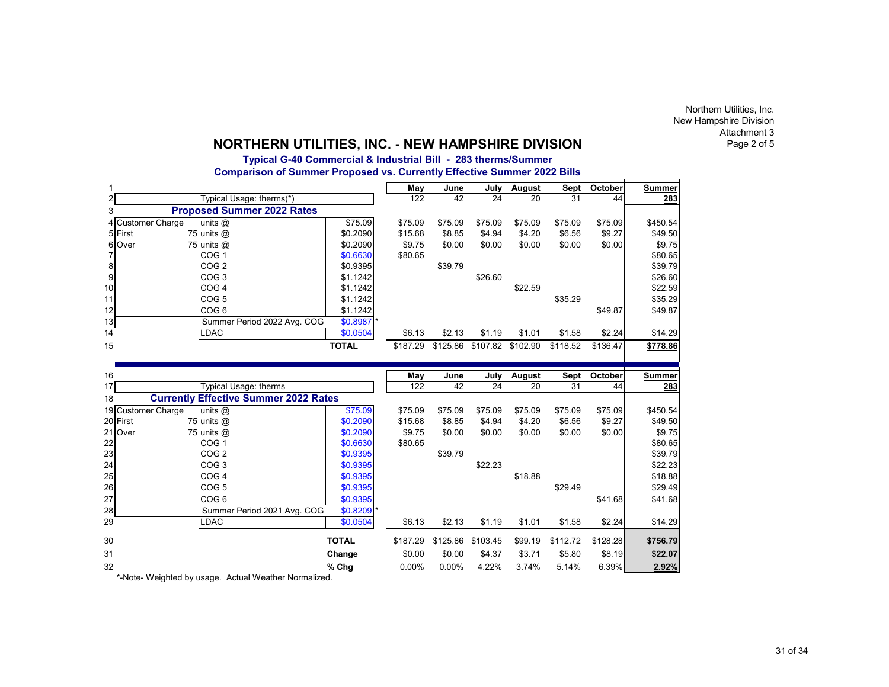Northern Utilities, Inc.
New Hampshire Division
Attachment 3
Page 2 of 5

# NORTHERN UTILITIES, INC. - NEW HAMPSHIRE DIVISION

### Typical G-40 Commercial & Industrial Bill - 283 therms/Summer
### Comparison of Summer Proposed vs. Currently Effective Summer 2022 Bills

| Line | | | Rate | May | June | July | August | Sept | October | Summer |
|---|---|---|---|---|---|---|---|---|---|---|
| 1 | | | | | | | | | | |
| 2 | | Typical Usage: therms(*) | | 122 | 42 | 24 | 20 | 31 | 44 | **283** |
| 3 | **Proposed Summer 2022 Rates** | | | | | | | | | |
| 4 | Customer Charge | units @ | $75.09 | $75.09 | $75.09 | $75.09 | $75.09 | $75.09 | $75.09 | $450.54 |
| 5 | First | 75 units @ | $0.2090 | $15.68 | $8.85 | $4.94 | $4.20 | $6.56 | $9.27 | $49.50 |
| 6 | Over | 75 units @ | $0.2090 | $9.75 | $0.00 | $0.00 | $0.00 | $0.00 | $0.00 | $9.75 |
| 7 | | COG 1 | $0.6630 | $80.65 | | | | | | $80.65 |
| 8 | | COG 2 | $0.9395 | | $39.79 | | | | | $39.79 |
| 9 | | COG 3 | $1.1242 | | | $26.60 | | | | $26.60 |
| 10 | | COG 4 | $1.1242 | | | | $22.59 | | | $22.59 |
| 11 | | COG 5 | $1.1242 | | | | | $35.29 | | $35.29 |
| 12 | | COG 6 | $1.1242 | | | | | | $49.87 | $49.87 |
| 13 | | Summer Period 2022 Avg. COG | $0.8987 * | | | | | | | |
| 14 | | LDAC | $0.0504 | $6.13 | $2.13 | $1.19 | $1.01 | $1.58 | $2.24 | $14.29 |
| 15 | | | **TOTAL** | $187.29 | $125.86 | $107.82 | $102.90 | $118.52 | $136.47 | **$778.86** |
| 16 | | | | **May** | **June** | **July** | **August** | **Sept** | **October** | **Summer** |
| 17 | | Typical Usage: therms | | 122 | 42 | 24 | 20 | 31 | 44 | **283** |
| 18 | **Currently Effective Summer 2022 Rates** | | | | | | | | | |
| 19 | Customer Charge | units @ | $75.09 | $75.09 | $75.09 | $75.09 | $75.09 | $75.09 | $75.09 | $450.54 |
| 20 | First | 75 units @ | $0.2090 | $15.68 | $8.85 | $4.94 | $4.20 | $6.56 | $9.27 | $49.50 |
| 21 | Over | 75 units @ | $0.2090 | $9.75 | $0.00 | $0.00 | $0.00 | $0.00 | $0.00 | $9.75 |
| 22 | | COG 1 | $0.6630 | $80.65 | | | | | | $80.65 |
| 23 | | COG 2 | $0.9395 | | $39.79 | | | | | $39.79 |
| 24 | | COG 3 | $0.9395 | | | $22.23 | | | | $22.23 |
| 25 | | COG 4 | $0.9395 | | | | $18.88 | | | $18.88 |
| 26 | | COG 5 | $0.9395 | | | | | $29.49 | | $29.49 |
| 27 | | COG 6 | $0.9395 | | | | | | $41.68 | $41.68 |
| 28 | | Summer Period 2021 Avg. COG | $0.8209 * | | | | | | | |
| 29 | | LDAC | $0.0504 | $6.13 | $2.13 | $1.19 | $1.01 | $1.58 | $2.24 | $14.29 |
| 30 | | | **TOTAL** | $187.29 | $125.86 | $103.45 | $99.19 | $112.72 | $128.28 | **$756.79** |
| 31 | | | **Change** | $0.00 | $0.00 | $4.37 | $3.71 | $5.80 | $8.19 | **$22.07** |
| 32 | | | **% Chg** | 0.00% | 0.00% | 4.22% | 3.74% | 5.14% | 6.39% | **2.92%** |

*-Note- Weighted by usage. Actual Weather Normalized.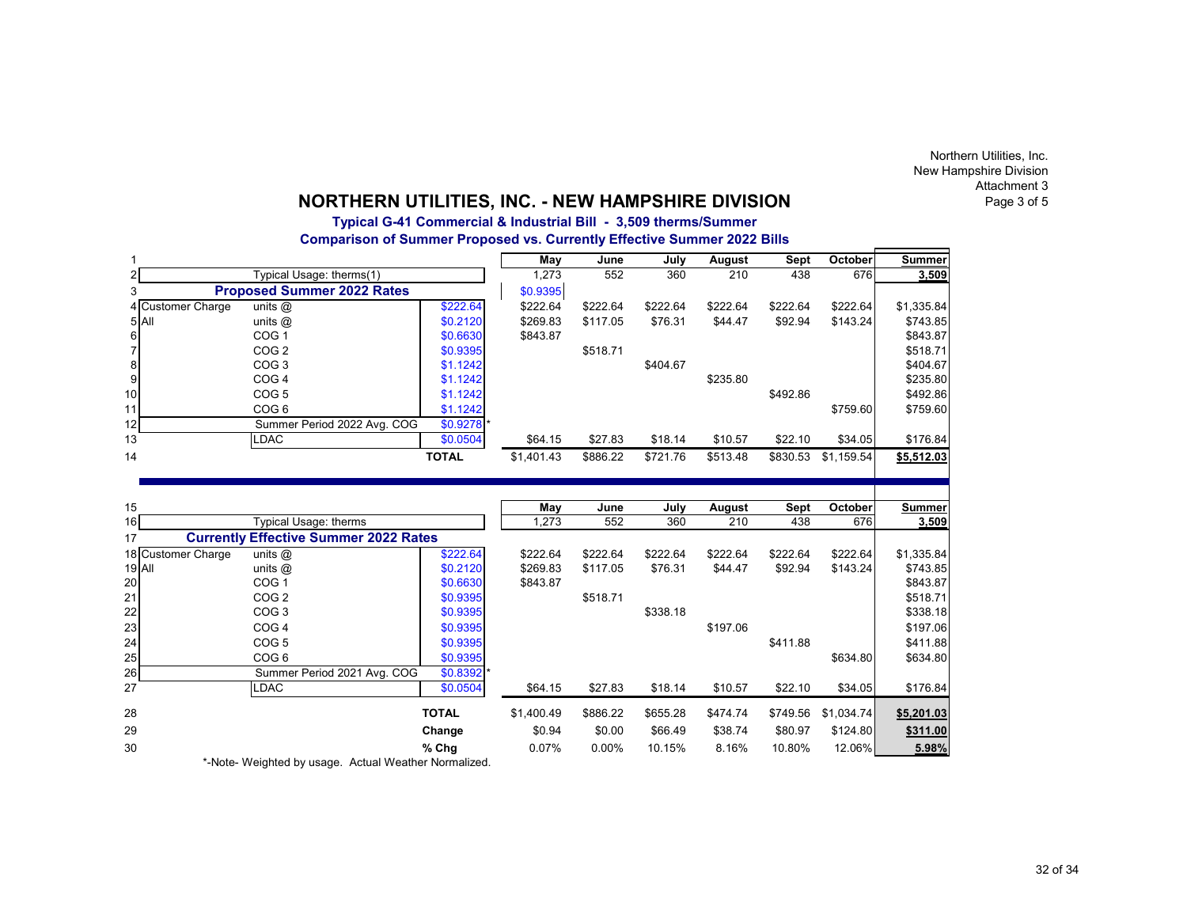Northern Utilities, Inc.
New Hampshire Division
Attachment 3
Page 3 of 5

# NORTHERN UTILITIES, INC. - NEW HAMPSHIRE DIVISION

**Typical G-41 Commercial & Industrial Bill - 3,509 therms/Summer**

**Comparison of Summer Proposed vs. Currently Effective Summer 2022 Bills**

| | | | | May | June | July | August | Sept | October | Summer |
|---|---|---|---|---|---|---|---|---|---|---|
| 1 | | | | **May** | **June** | **July** | **August** | **Sept** | **October** | **Summer** |
| 2 | | Typical Usage: therms(1) | | 1,273 | 552 | 360 | 210 | 438 | 676 | **3,509** |
| 3 | **Proposed Summer 2022 Rates** | | | $0.9395 | | | | | | |
| 4 | Customer Charge | units @ | $222.64 | $222.64 | $222.64 | $222.64 | $222.64 | $222.64 | $222.64 | $1,335.84 |
| 5 | All | units @ | $0.2120 | $269.83 | $117.05 | $76.31 | $44.47 | $92.94 | $143.24 | $743.85 |
| 6 | | COG 1 | $0.6630 | $843.87 | | | | | | $843.87 |
| 7 | | COG 2 | $0.9395 | | $518.71 | | | | | $518.71 |
| 8 | | COG 3 | $1.1242 | | | $404.67 | | | | $404.67 |
| 9 | | COG 4 | $1.1242 | | | | $235.80 | | | $235.80 |
| 10 | | COG 5 | $1.1242 | | | | | $492.86 | | $492.86 |
| 11 | | COG 6 | $1.1242 | | | | | | $759.60 | $759.60 |
| 12 | | Summer Period 2022 Avg. COG | $0.9278* | | | | | | | |
| 13 | | LDAC | $0.0504 | $64.15 | $27.83 | $18.14 | $10.57 | $22.10 | $34.05 | $176.84 |
| 14 | | | **TOTAL** | $1,401.43 | $886.22 | $721.76 | $513.48 | $830.53 | $1,159.54 | **$5,512.03** |
| 15 | | | | **May** | **June** | **July** | **August** | **Sept** | **October** | **Summer** |
| 16 | | Typical Usage: therms | | 1,273 | 552 | 360 | 210 | 438 | 676 | **3,509** |
| 17 | **Currently Effective Summer 2022 Rates** | | | | | | | | | |
| 18 | Customer Charge | units @ | $222.64 | $222.64 | $222.64 | $222.64 | $222.64 | $222.64 | $222.64 | $1,335.84 |
| 19 | All | units @ | $0.2120 | $269.83 | $117.05 | $76.31 | $44.47 | $92.94 | $143.24 | $743.85 |
| 20 | | COG 1 | $0.6630 | $843.87 | | | | | | $843.87 |
| 21 | | COG 2 | $0.9395 | | $518.71 | | | | | $518.71 |
| 22 | | COG 3 | $0.9395 | | | $338.18 | | | | $338.18 |
| 23 | | COG 4 | $0.9395 | | | | $197.06 | | | $197.06 |
| 24 | | COG 5 | $0.9395 | | | | | $411.88 | | $411.88 |
| 25 | | COG 6 | $0.9395 | | | | | | $634.80 | $634.80 |
| 26 | | Summer Period 2021 Avg. COG | $0.8392* | | | | | | | |
| 27 | | LDAC | $0.0504 | $64.15 | $27.83 | $18.14 | $10.57 | $22.10 | $34.05 | $176.84 |
| 28 | | | **TOTAL** | $1,400.49 | $886.22 | $655.28 | $474.74 | $749.56 | $1,034.74 | **$5,201.03** |
| 29 | | | **Change** | $0.94 | $0.00 | $66.49 | $38.74 | $80.97 | $124.80 | **$311.00** |
| 30 | | | **% Chg** | 0.07% | 0.00% | 10.15% | 8.16% | 10.80% | 12.06% | **5.98%** |

*-Note- Weighted by usage. Actual Weather Normalized.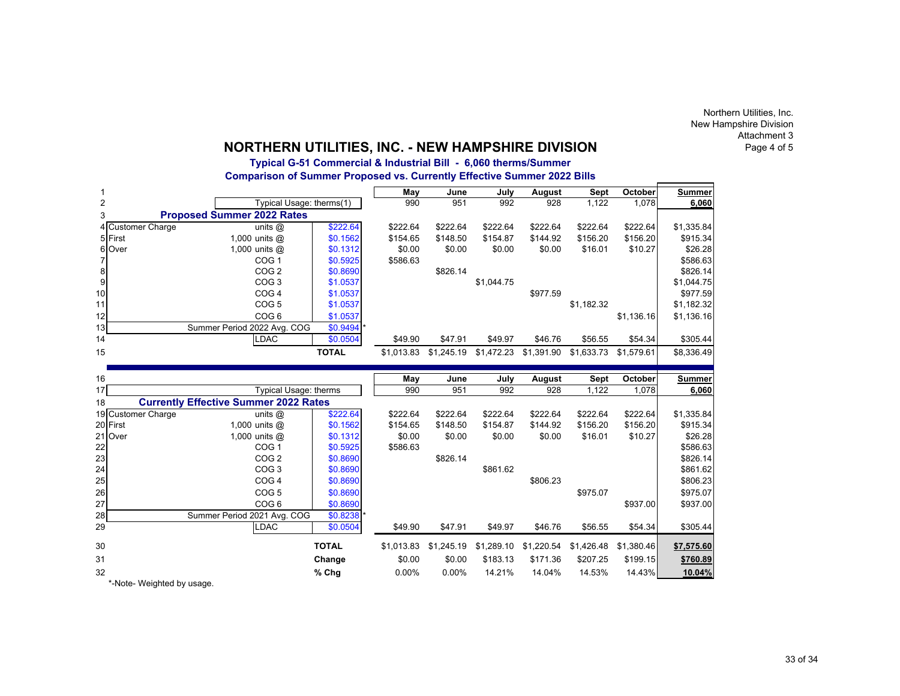Northern Utilities, Inc.
New Hampshire Division
Attachment 3
Page 4 of 5

# NORTHERN UTILITIES, INC. - NEW HAMPSHIRE DIVISION

### Typical G-51 Commercial & Industrial Bill - 6,060 therms/Summer

### Comparison of Summer Proposed vs. Currently Effective Summer 2022 Bills

| | | | | May | June | July | August | Sept | October | Summer |
|---|---|---|---|---|---|---|---|---|---|---|
| 1 | | | | | | | | | | |
| 2 | | Typical Usage: therms(1) | | 990 | 951 | 992 | 928 | 1,122 | 1,078 | 6,060 |
| 3 | **Proposed Summer 2022 Rates** | | | | | | | | | |
| 4 | Customer Charge | units @ | $222.64 | $222.64 | $222.64 | $222.64 | $222.64 | $222.64 | $222.64 | $1,335.84 |
| 5 | First | 1,000 units @ | $0.1562 | $154.65 | $148.50 | $154.87 | $144.92 | $156.20 | $156.20 | $915.34 |
| 6 | Over | 1,000 units @ | $0.1312 | $0.00 | $0.00 | $0.00 | $0.00 | $16.01 | $10.27 | $26.28 |
| 7 | | COG 1 | $0.5925 | $586.63 | | | | | | $586.63 |
| 8 | | COG 2 | $0.8690 | | $826.14 | | | | | $826.14 |
| 9 | | COG 3 | $1.0537 | | | $1,044.75 | | | | $1,044.75 |
| 10 | | COG 4 | $1.0537 | | | | $977.59 | | | $977.59 |
| 11 | | COG 5 | $1.0537 | | | | | $1,182.32 | | $1,182.32 |
| 12 | | COG 6 | $1.0537 | | | | | | $1,136.16 | $1,136.16 |
| 13 | | Summer Period 2022 Avg. COG | $0.9494 * | | | | | | | |
| 14 | | LDAC | $0.0504 | $49.90 | $47.91 | $49.97 | $46.76 | $56.55 | $54.34 | $305.44 |
| 15 | | | **TOTAL** | $1,013.83 | $1,245.19 | $1,472.23 | $1,391.90 | $1,633.73 | $1,579.61 | $8,336.49 |

| | | | | May | June | July | August | Sept | October | Summer |
|---|---|---|---|---|---|---|---|---|---|---|
| 16 | | | | | | | | | | |
| 17 | | Typical Usage: therms | | 990 | 951 | 992 | 928 | 1,122 | 1,078 | 6,060 |
| 18 | **Currently Effective Summer 2022 Rates** | | | | | | | | | |
| 19 | Customer Charge | units @ | $222.64 | $222.64 | $222.64 | $222.64 | $222.64 | $222.64 | $222.64 | $1,335.84 |
| 20 | First | 1,000 units @ | $0.1562 | $154.65 | $148.50 | $154.87 | $144.92 | $156.20 | $156.20 | $915.34 |
| 21 | Over | 1,000 units @ | $0.1312 | $0.00 | $0.00 | $0.00 | $0.00 | $16.01 | $10.27 | $26.28 |
| 22 | | COG 1 | $0.5925 | $586.63 | | | | | | $586.63 |
| 23 | | COG 2 | $0.8690 | | $826.14 | | | | | $826.14 |
| 24 | | COG 3 | $0.8690 | | | $861.62 | | | | $861.62 |
| 25 | | COG 4 | $0.8690 | | | | $806.23 | | | $806.23 |
| 26 | | COG 5 | $0.8690 | | | | | $975.07 | | $975.07 |
| 27 | | COG 6 | $0.8690 | | | | | | $937.00 | $937.00 |
| 28 | | Summer Period 2021 Avg. COG | $0.8238 * | | | | | | | |
| 29 | | LDAC | $0.0504 | $49.90 | $47.91 | $49.97 | $46.76 | $56.55 | $54.34 | $305.44 |
| 30 | | | **TOTAL** | $1,013.83 | $1,245.19 | $1,289.10 | $1,220.54 | $1,426.48 | $1,380.46 | $7,575.60 |
| 31 | | | **Change** | $0.00 | $0.00 | $183.13 | $171.36 | $207.25 | $199.15 | $760.89 |
| 32 | | | **% Chg** | 0.00% | 0.00% | 14.21% | 14.04% | 14.53% | 14.43% | 10.04% |

*-Note- Weighted by usage.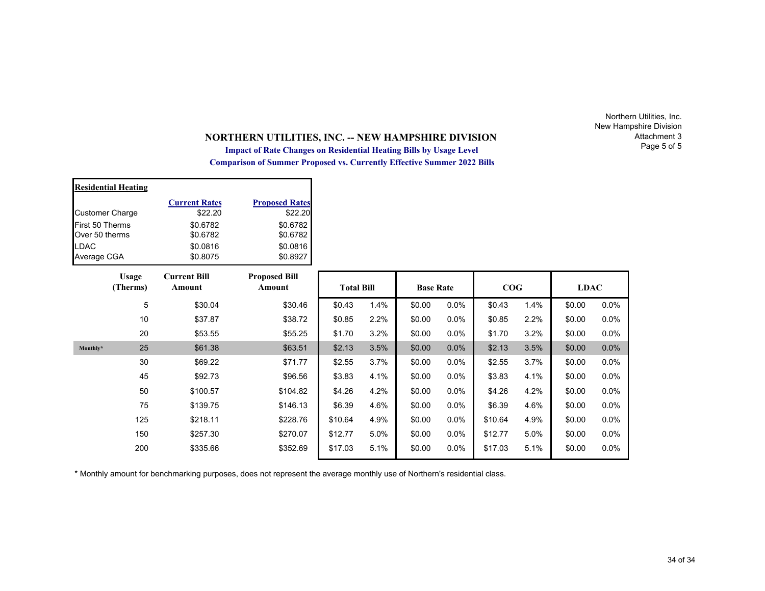Northern Utilities, Inc.
New Hampshire Division
Attachment 3
Page 5 of 5

# NORTHERN UTILITIES, INC. -- NEW HAMPSHIRE DIVISION

## Impact of Rate Changes on Residential Heating Bills by Usage Level

## Comparison of Summer Proposed vs. Currently Effective Summer 2022 Bills

| Residential Heating | Current Rates | Proposed Rates |
|---|---|---|
| Customer Charge | $22.20 | $22.20 |
| First 50 Therms | $0.6782 | $0.6782 |
| Over 50 therms | $0.6782 | $0.6782 |
| LDAC | $0.0816 | $0.0816 |
| Average CGA | $0.8075 | $0.8927 |

| | Usage (Therms) | Current Bill Amount | Proposed Bill Amount | Total Bill | | Base Rate | | COG | | LDAC | |
|---|---|---|---|---|---|---|---|---|---|---|---|
| | 5 | $30.04 | $30.46 | $0.43 | 1.4% | $0.00 | 0.0% | $0.43 | 1.4% | $0.00 | 0.0% |
| | 10 | $37.87 | $38.72 | $0.85 | 2.2% | $0.00 | 0.0% | $0.85 | 2.2% | $0.00 | 0.0% |
| | 20 | $53.55 | $55.25 | $1.70 | 3.2% | $0.00 | 0.0% | $1.70 | 3.2% | $0.00 | 0.0% |
| Monthly* | 25 | $61.38 | $63.51 | $2.13 | 3.5% | $0.00 | 0.0% | $2.13 | 3.5% | $0.00 | 0.0% |
| | 30 | $69.22 | $71.77 | $2.55 | 3.7% | $0.00 | 0.0% | $2.55 | 3.7% | $0.00 | 0.0% |
| | 45 | $92.73 | $96.56 | $3.83 | 4.1% | $0.00 | 0.0% | $3.83 | 4.1% | $0.00 | 0.0% |
| | 50 | $100.57 | $104.82 | $4.26 | 4.2% | $0.00 | 0.0% | $4.26 | 4.2% | $0.00 | 0.0% |
| | 75 | $139.75 | $146.13 | $6.39 | 4.6% | $0.00 | 0.0% | $6.39 | 4.6% | $0.00 | 0.0% |
| | 125 | $218.11 | $228.76 | $10.64 | 4.9% | $0.00 | 0.0% | $10.64 | 4.9% | $0.00 | 0.0% |
| | 150 | $257.30 | $270.07 | $12.77 | 5.0% | $0.00 | 0.0% | $12.77 | 5.0% | $0.00 | 0.0% |
| | 200 | $335.66 | $352.69 | $17.03 | 5.1% | $0.00 | 0.0% | $17.03 | 5.1% | $0.00 | 0.0% |

* Monthly amount for benchmarking purposes, does not represent the average monthly use of Northern's residential class.